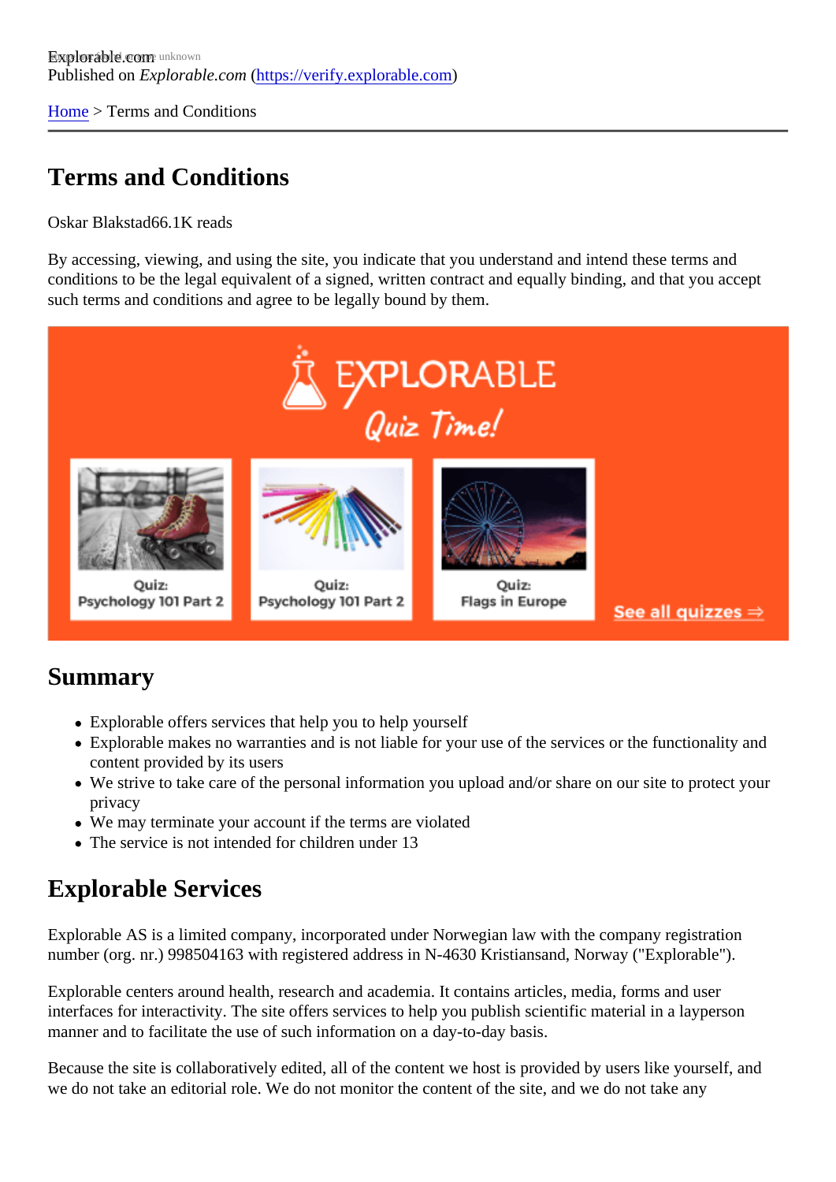Explorable.com
Published on *Explorable.com* (https://verify.explorable.com)

Home > Terms and Conditions

# Terms and Conditions

Oskar Blakstad66.1K reads

By accessing, viewing, and using the site, you indicate that you understand and intend these terms and conditions to be the legal equivalent of a signed, written contract and equally binding, and that you accept such terms and conditions and agree to be legally bound by them.

## Summary

- Explorable offers services that help you to help yourself
- Explorable makes no warranties and is not liable for your use of the services or the functionality and content provided by its users
- We strive to take care of the personal information you upload and/or share on our site to protect your privacy
- We may terminate your account if the terms are violated
- The service is not intended for children under 13

## Explorable Services

Explorable AS is a limited company, incorporated under Norwegian law with the company registration number (org. nr.) 998504163 with registered address in N-4630 Kristiansand, Norway ("Explorable").

Explorable centers around health, research and academia. It contains articles, media, forms and user interfaces for interactivity. The site offers services to help you publish scientific material in a layperson manner and to facilitate the use of such information on a day-to-day basis.

Because the site is collaboratively edited, all of the content we host is provided by users like yourself, and we do not take an editorial role. We do not monitor the content of the site, and we do not take any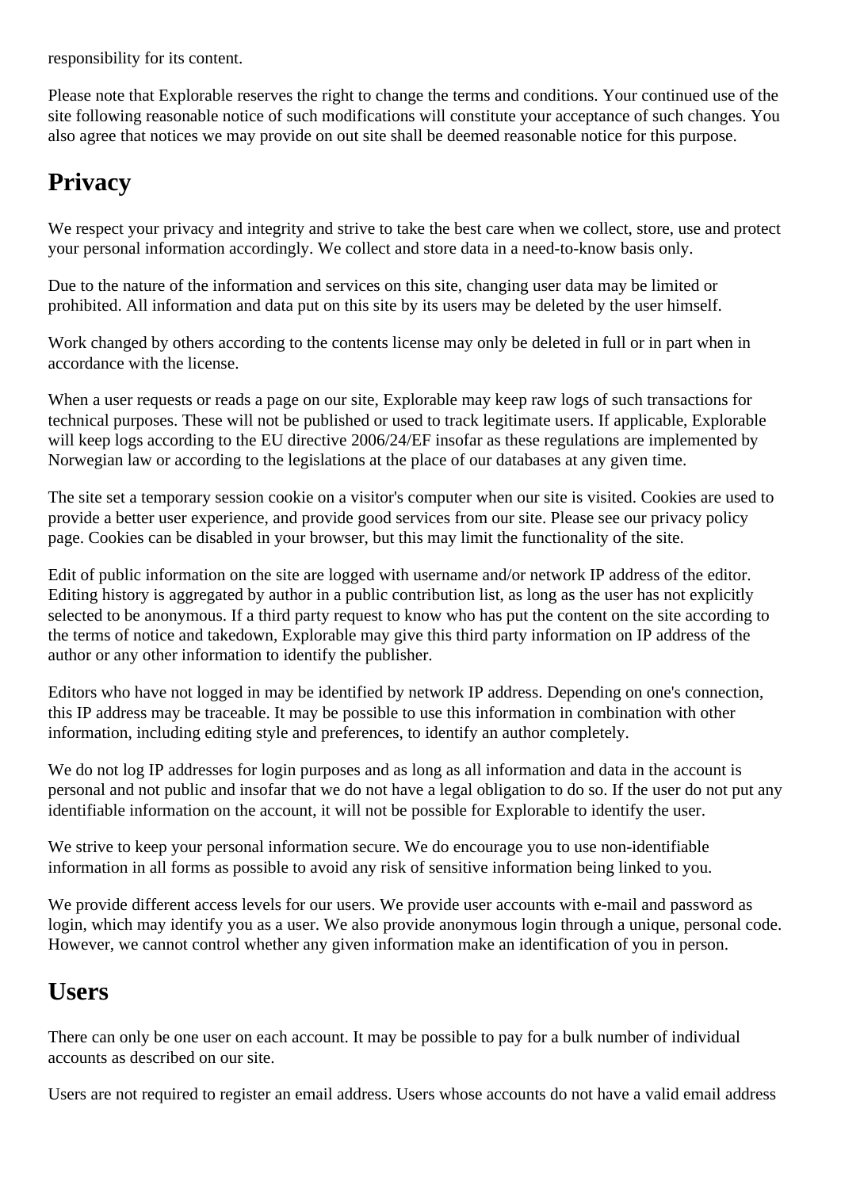responsibility for its content.

Please note that Explorable reserves the right to change the terms and conditions. Your continued use of the site following reasonable notice of such modifications will constitute your acceptance of such changes. You also agree that notices we may provide on out site shall be deemed reasonable notice for this purpose.

## Privacy

We respect your privacy and integrity and strive to take the best care when we collect, store, use and protect your personal information accordingly. We collect and store data in a need-to-know basis only.

Due to the nature of the information and services on this site, changing user data may be limited or prohibited. All information and data put on this site by its users may be deleted by the user himself.

Work changed by others according to the contents license may only be deleted in full or in part when in accordance with the license.

When a user requests or reads a page on our site, Explorable may keep raw logs of such transactions for technical purposes. These will not be published or used to track legitimate users. If applicable, Explorable will keep logs according to the EU directive 2006/24/EF insofar as these regulations are implemented by Norwegian law or according to the legislations at the place of our databases at any given time.

The site set a temporary session cookie on a visitor's computer when our site is visited. Cookies are used to provide a better user experience, and provide good services from our site. Please see our privacy policy page. Cookies can be disabled in your browser, but this may limit the functionality of the site.

Edit of public information on the site are logged with username and/or network IP address of the editor. Editing history is aggregated by author in a public contribution list, as long as the user has not explicitly selected to be anonymous. If a third party request to know who has put the content on the site according to the terms of notice and takedown, Explorable may give this third party information on IP address of the author or any other information to identify the publisher.

Editors who have not logged in may be identified by network IP address. Depending on one's connection, this IP address may be traceable. It may be possible to use this information in combination with other information, including editing style and preferences, to identify an author completely.

We do not log IP addresses for login purposes and as long as all information and data in the account is personal and not public and insofar that we do not have a legal obligation to do so. If the user do not put any identifiable information on the account, it will not be possible for Explorable to identify the user.

We strive to keep your personal information secure. We do encourage you to use non-identifiable information in all forms as possible to avoid any risk of sensitive information being linked to you.

We provide different access levels for our users. We provide user accounts with e-mail and password as login, which may identify you as a user. We also provide anonymous login through a unique, personal code. However, we cannot control whether any given information make an identification of you in person.

## Users

There can only be one user on each account. It may be possible to pay for a bulk number of individual accounts as described on our site.

Users are not required to register an email address. Users whose accounts do not have a valid email address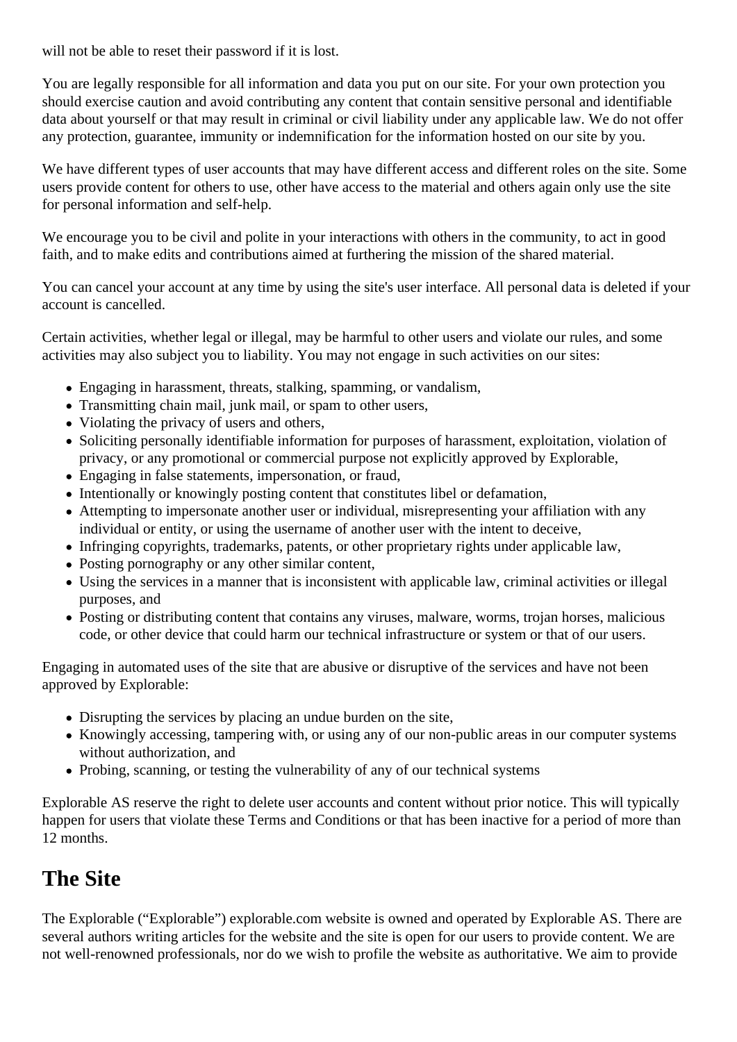will not be able to reset their password if it is lost.

You are legally responsible for all information and data you put on our site. For your own protection you should exercise caution and avoid contributing any content that contain sensitive personal and identifiable data about yourself or that may result in criminal or civil liability under any applicable law. We do not offer any protection, guarantee, immunity or indemnification for the information hosted on our site by you.

We have different types of user accounts that may have different access and different roles on the site. Some users provide content for others to use, other have access to the material and others again only use the site for personal information and self-help.

We encourage you to be civil and polite in your interactions with others in the community, to act in good faith, and to make edits and contributions aimed at furthering the mission of the shared material.

You can cancel your account at any time by using the site's user interface. All personal data is deleted if your account is cancelled.

Certain activities, whether legal or illegal, may be harmful to other users and violate our rules, and some activities may also subject you to liability. You may not engage in such activities on our sites:

- Engaging in harassment, threats, stalking, spamming, or vandalism,
- Transmitting chain mail, junk mail, or spam to other users,
- Violating the privacy of users and others,
- Soliciting personally identifiable information for purposes of harassment, exploitation, violation of privacy, or any promotional or commercial purpose not explicitly approved by Explorable,
- Engaging in false statements, impersonation, or fraud,
- Intentionally or knowingly posting content that constitutes libel or defamation,
- Attempting to impersonate another user or individual, misrepresenting your affiliation with any individual or entity, or using the username of another user with the intent to deceive,
- Infringing copyrights, trademarks, patents, or other proprietary rights under applicable law,
- Posting pornography or any other similar content,
- Using the services in a manner that is inconsistent with applicable law, criminal activities or illegal purposes, and
- Posting or distributing content that contains any viruses, malware, worms, trojan horses, malicious code, or other device that could harm our technical infrastructure or system or that of our users.

Engaging in automated uses of the site that are abusive or disruptive of the services and have not been approved by Explorable:

- Disrupting the services by placing an undue burden on the site,
- Knowingly accessing, tampering with, or using any of our non-public areas in our computer systems without authorization, and
- Probing, scanning, or testing the vulnerability of any of our technical systems

Explorable AS reserve the right to delete user accounts and content without prior notice. This will typically happen for users that violate these Terms and Conditions or that has been inactive for a period of more than 12 months.

## The Site

The Explorable ("Explorable") explorable.com website is owned and operated by Explorable AS. There are several authors writing articles for the website and the site is open for our users to provide content. We are not well-renowned professionals, nor do we wish to profile the website as authoritative. We aim to provide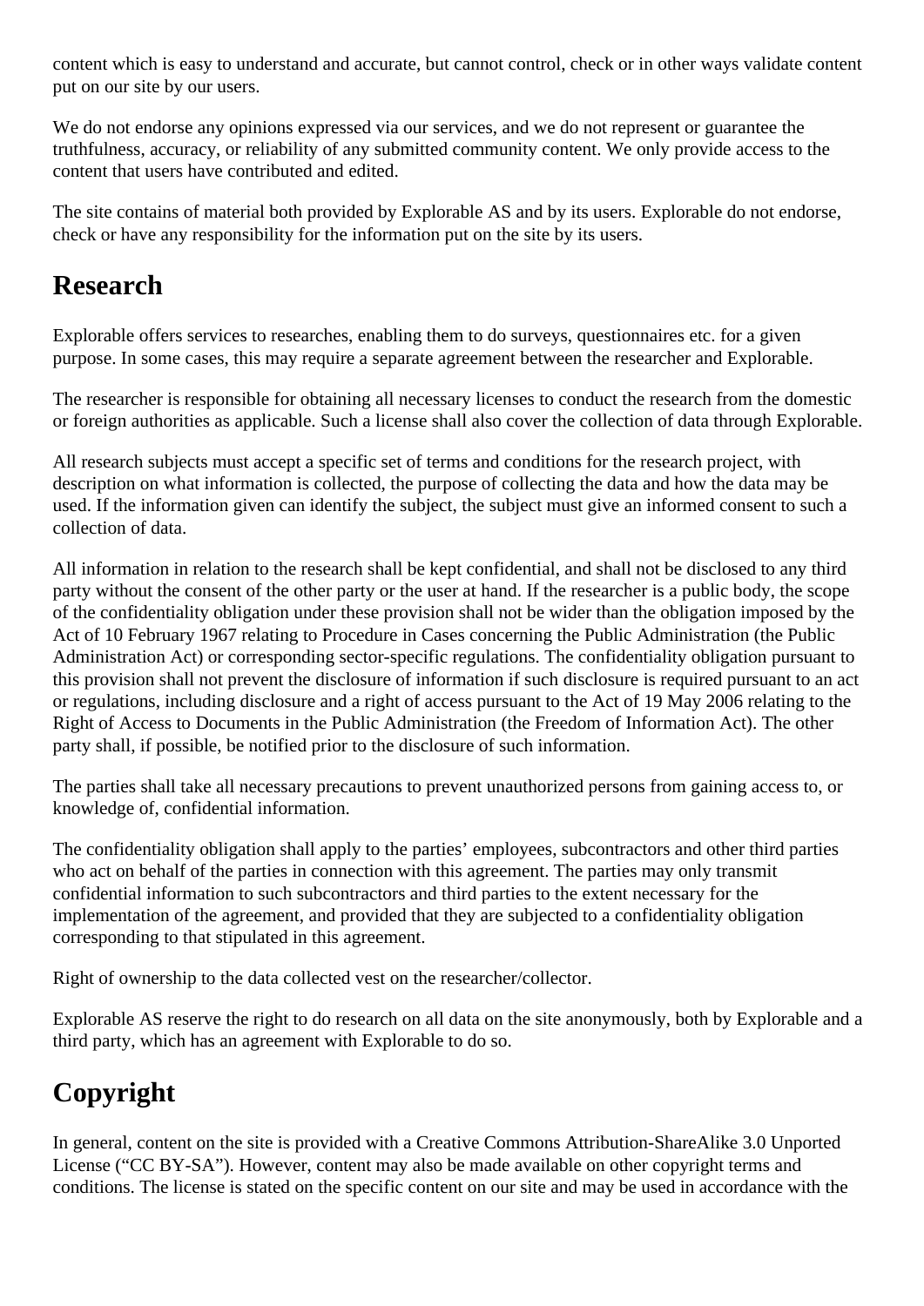content which is easy to understand and accurate, but cannot control, check or in other ways validate content put on our site by our users.

We do not endorse any opinions expressed via our services, and we do not represent or guarantee the truthfulness, accuracy, or reliability of any submitted community content. We only provide access to the content that users have contributed and edited.

The site contains of material both provided by Explorable AS and by its users. Explorable do not endorse, check or have any responsibility for the information put on the site by its users.

## Research

Explorable offers services to researches, enabling them to do surveys, questionnaires etc. for a given purpose. In some cases, this may require a separate agreement between the researcher and Explorable.

The researcher is responsible for obtaining all necessary licenses to conduct the research from the domestic or foreign authorities as applicable. Such a license shall also cover the collection of data through Explorable.

All research subjects must accept a specific set of terms and conditions for the research project, with description on what information is collected, the purpose of collecting the data and how the data may be used. If the information given can identify the subject, the subject must give an informed consent to such a collection of data.

All information in relation to the research shall be kept confidential, and shall not be disclosed to any third party without the consent of the other party or the user at hand. If the researcher is a public body, the scope of the confidentiality obligation under these provision shall not be wider than the obligation imposed by the Act of 10 February 1967 relating to Procedure in Cases concerning the Public Administration (the Public Administration Act) or corresponding sector-specific regulations. The confidentiality obligation pursuant to this provision shall not prevent the disclosure of information if such disclosure is required pursuant to an act or regulations, including disclosure and a right of access pursuant to the Act of 19 May 2006 relating to the Right of Access to Documents in the Public Administration (the Freedom of Information Act). The other party shall, if possible, be notified prior to the disclosure of such information.

The parties shall take all necessary precautions to prevent unauthorized persons from gaining access to, or knowledge of, confidential information.

The confidentiality obligation shall apply to the parties' employees, subcontractors and other third parties who act on behalf of the parties in connection with this agreement. The parties may only transmit confidential information to such subcontractors and third parties to the extent necessary for the implementation of the agreement, and provided that they are subjected to a confidentiality obligation corresponding to that stipulated in this agreement.

Right of ownership to the data collected vest on the researcher/collector.

Explorable AS reserve the right to do research on all data on the site anonymously, both by Explorable and a third party, which has an agreement with Explorable to do so.

## Copyright

In general, content on the site is provided with a Creative Commons Attribution-ShareAlike 3.0 Unported License ("CC BY-SA"). However, content may also be made available on other copyright terms and conditions. The license is stated on the specific content on our site and may be used in accordance with the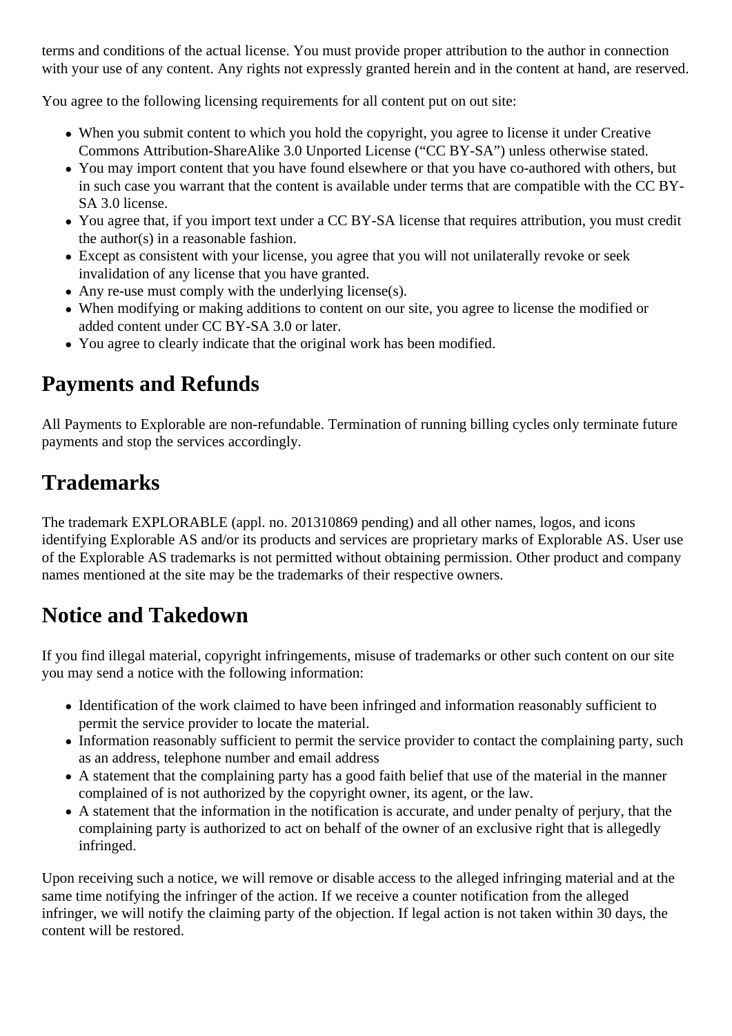terms and conditions of the actual license. You must provide proper attribution to the author in connection with your use of any content. Any rights not expressly granted herein and in the content at hand, are reserved.

You agree to the following licensing requirements for all content put on out site:

- When you submit content to which you hold the copyright, you agree to license it under Creative Commons Attribution-ShareAlike 3.0 Unported License ("CC BY-SA") unless otherwise stated.
- You may import content that you have found elsewhere or that you have co-authored with others, but in such case you warrant that the content is available under terms that are compatible with the CC BY-SA 3.0 license.
- You agree that, if you import text under a CC BY-SA license that requires attribution, you must credit the author(s) in a reasonable fashion.
- Except as consistent with your license, you agree that you will not unilaterally revoke or seek invalidation of any license that you have granted.
- Any re-use must comply with the underlying license(s).
- When modifying or making additions to content on our site, you agree to license the modified or added content under CC BY-SA 3.0 or later.
- You agree to clearly indicate that the original work has been modified.

## Payments and Refunds

All Payments to Explorable are non-refundable. Termination of running billing cycles only terminate future payments and stop the services accordingly.

## Trademarks

The trademark EXPLORABLE (appl. no. 201310869 pending) and all other names, logos, and icons identifying Explorable AS and/or its products and services are proprietary marks of Explorable AS. User use of the Explorable AS trademarks is not permitted without obtaining permission. Other product and company names mentioned at the site may be the trademarks of their respective owners.

## Notice and Takedown

If you find illegal material, copyright infringements, misuse of trademarks or other such content on our site you may send a notice with the following information:

- Identification of the work claimed to have been infringed and information reasonably sufficient to permit the service provider to locate the material.
- Information reasonably sufficient to permit the service provider to contact the complaining party, such as an address, telephone number and email address
- A statement that the complaining party has a good faith belief that use of the material in the manner complained of is not authorized by the copyright owner, its agent, or the law.
- A statement that the information in the notification is accurate, and under penalty of perjury, that the complaining party is authorized to act on behalf of the owner of an exclusive right that is allegedly infringed.

Upon receiving such a notice, we will remove or disable access to the alleged infringing material and at the same time notifying the infringer of the action. If we receive a counter notification from the alleged infringer, we will notify the claiming party of the objection. If legal action is not taken within 30 days, the content will be restored.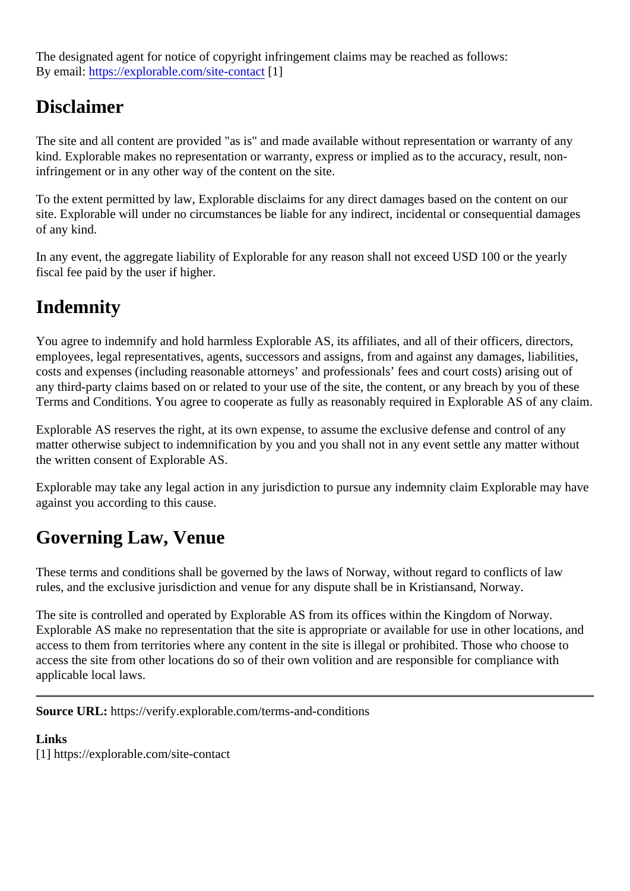The designated agent for notice of copyright infringement claims may be reached as follows:
By email: [https://explorable.com/site-contact](https://explorable.com/site-contact) [1]

## Disclaimer

The site and all content are provided "as is" and made available without representation or warranty of any kind. Explorable makes no representation or warranty, express or implied as to the accuracy, result, non-infringement or in any other way of the content on the site.

To the extent permitted by law, Explorable disclaims for any direct damages based on the content on our site. Explorable will under no circumstances be liable for any indirect, incidental or consequential damages of any kind.

In any event, the aggregate liability of Explorable for any reason shall not exceed USD 100 or the yearly fiscal fee paid by the user if higher.

## Indemnity

You agree to indemnify and hold harmless Explorable AS, its affiliates, and all of their officers, directors, employees, legal representatives, agents, successors and assigns, from and against any damages, liabilities, costs and expenses (including reasonable attorneys' and professionals' fees and court costs) arising out of any third-party claims based on or related to your use of the site, the content, or any breach by you of these Terms and Conditions. You agree to cooperate as fully as reasonably required in Explorable AS of any claim.

Explorable AS reserves the right, at its own expense, to assume the exclusive defense and control of any matter otherwise subject to indemnification by you and you shall not in any event settle any matter without the written consent of Explorable AS.

Explorable may take any legal action in any jurisdiction to pursue any indemnity claim Explorable may have against you according to this cause.

## Governing Law, Venue

These terms and conditions shall be governed by the laws of Norway, without regard to conflicts of law rules, and the exclusive jurisdiction and venue for any dispute shall be in Kristiansand, Norway.

The site is controlled and operated by Explorable AS from its offices within the Kingdom of Norway. Explorable AS make no representation that the site is appropriate or available for use in other locations, and access to them from territories where any content in the site is illegal or prohibited. Those who choose to access the site from other locations do so of their own volition and are responsible for compliance with applicable local laws.

---

**Source URL:** https://verify.explorable.com/terms-and-conditions

**Links**
[1] https://explorable.com/site-contact